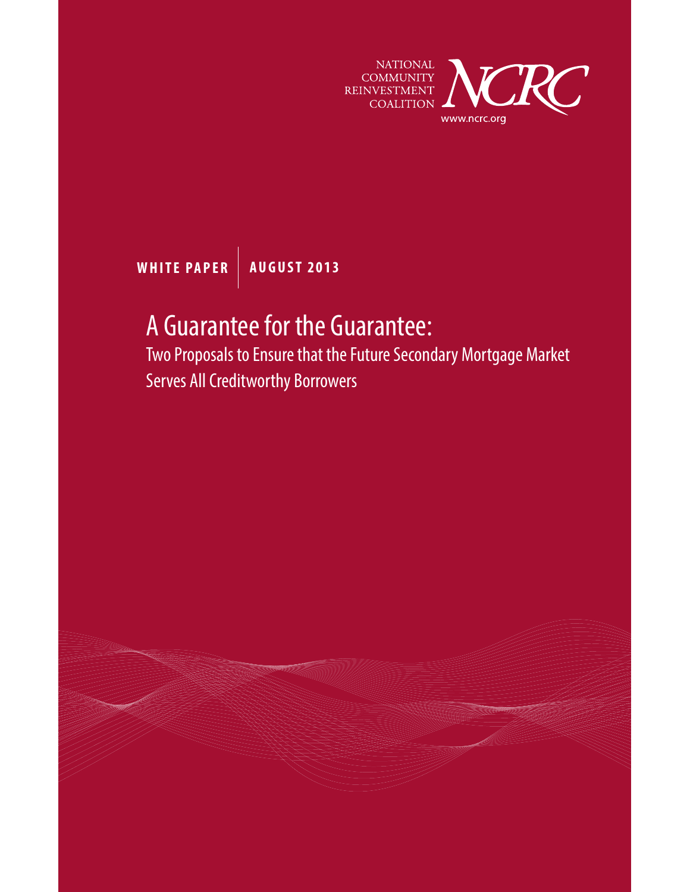NATIONAL COMMUNITY REINVESTMENT COALITION

NCRC

www.ncrc.org

**WHITE PAPER | AUGUST 2013**

# A Guarantee for the Guarantee:

## Two Proposals to Ensure that the Future Secondary Mortgage Market Serves All Creditworthy Borrowers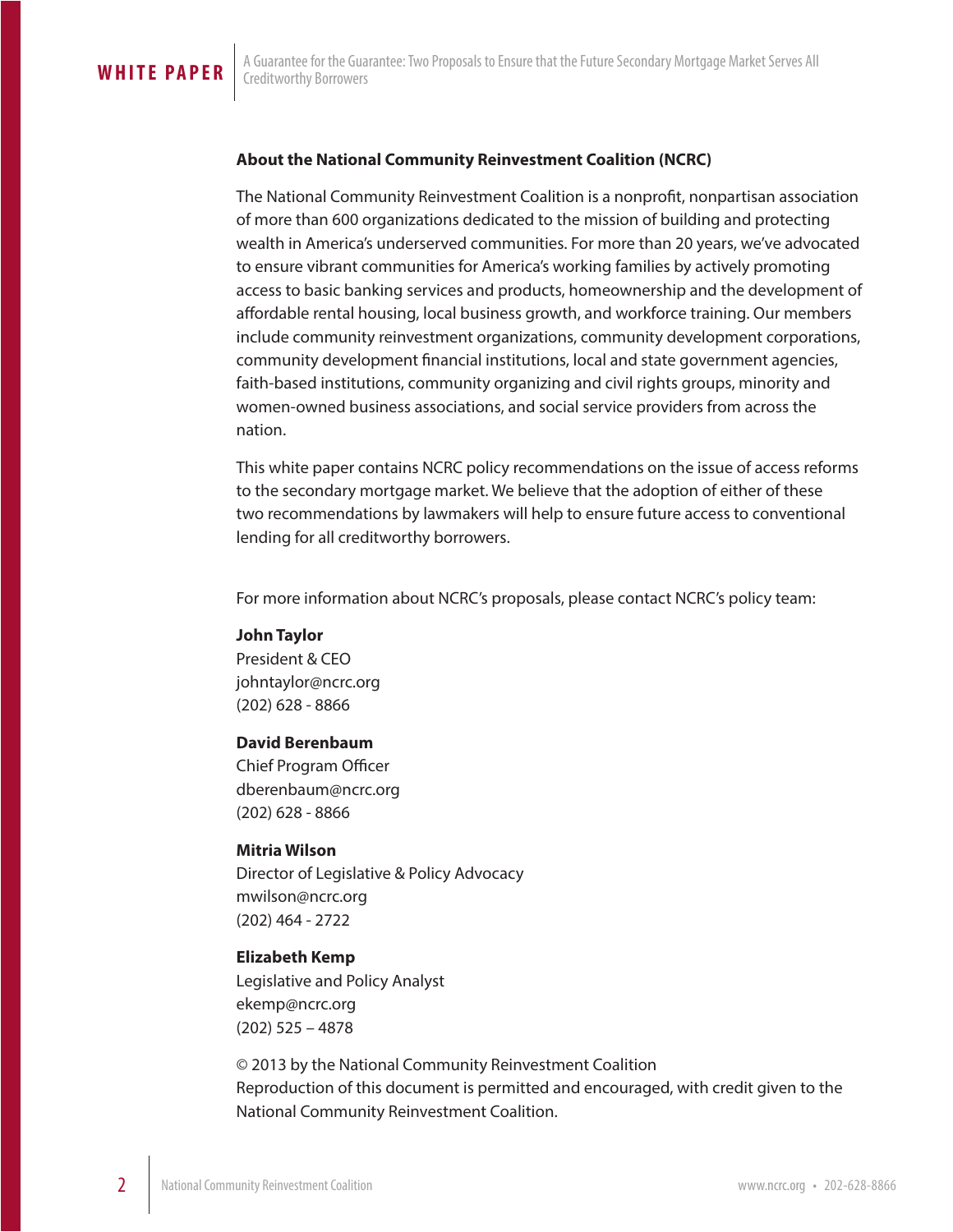**About the National Community Reinvestment Coalition (NCRC)**

The National Community Reinvestment Coalition is a nonprofit, nonpartisan association of more than 600 organizations dedicated to the mission of building and protecting wealth in America's underserved communities. For more than 20 years, we've advocated to ensure vibrant communities for America's working families by actively promoting access to basic banking services and products, homeownership and the development of affordable rental housing, local business growth, and workforce training. Our members include community reinvestment organizations, community development corporations, community development financial institutions, local and state government agencies, faith-based institutions, community organizing and civil rights groups, minority and women-owned business associations, and social service providers from across the nation.

This white paper contains NCRC policy recommendations on the issue of access reforms to the secondary mortgage market. We believe that the adoption of either of these two recommendations by lawmakers will help to ensure future access to conventional lending for all creditworthy borrowers.

For more information about NCRC's proposals, please contact NCRC's policy team:

**John Taylor**
President & CEO
johntaylor@ncrc.org
(202) 628 - 8866

**David Berenbaum**
Chief Program Officer
dberenbaum@ncrc.org
(202) 628 - 8866

**Mitria Wilson**
Director of Legislative & Policy Advocacy
mwilson@ncrc.org
(202) 464 - 2722

**Elizabeth Kemp**
Legislative and Policy Analyst
ekemp@ncrc.org
(202) 525 – 4878

© 2013 by the National Community Reinvestment Coalition
Reproduction of this document is permitted and encouraged, with credit given to the National Community Reinvestment Coalition.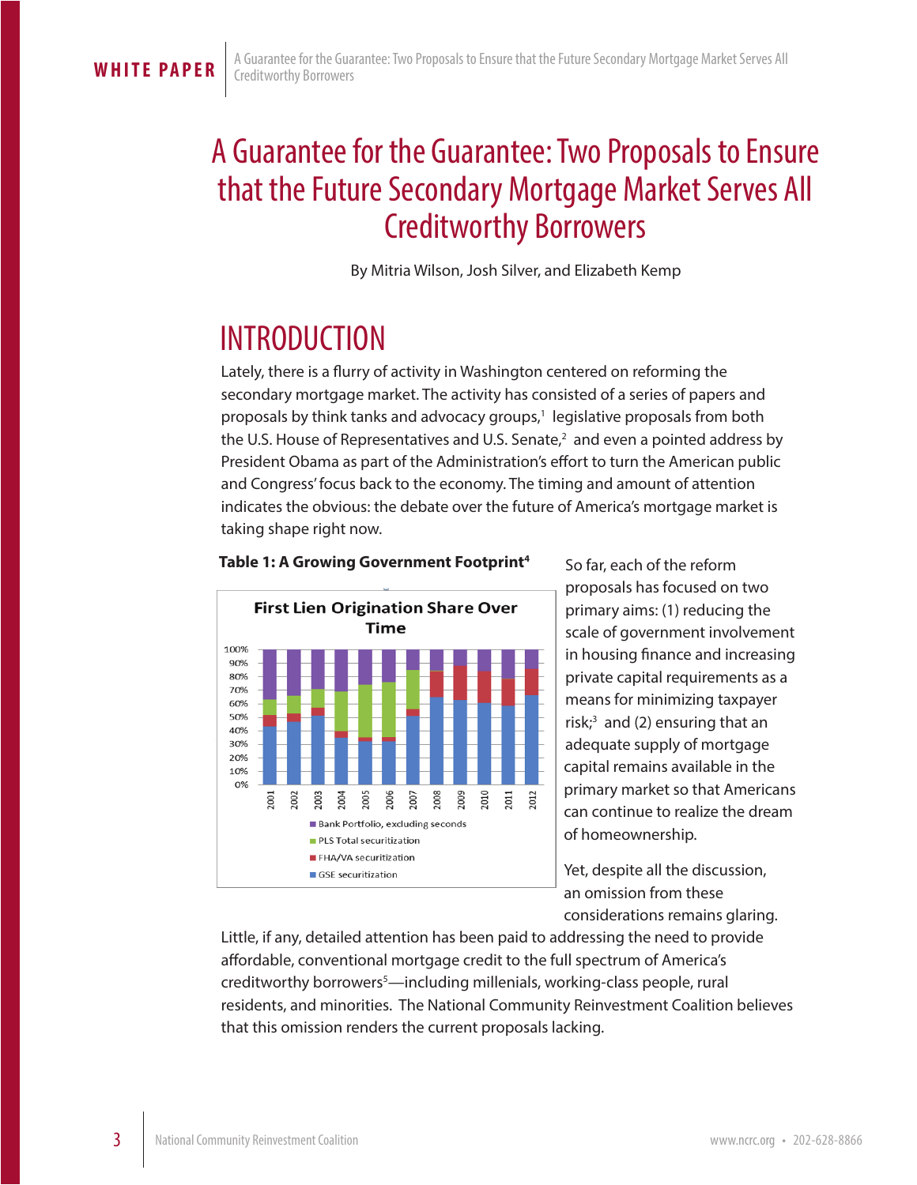# A Guarantee for the Guarantee: Two Proposals to Ensure that the Future Secondary Mortgage Market Serves All Creditworthy Borrowers

By Mitria Wilson, Josh Silver, and Elizabeth Kemp

## INTRODUCTION

Lately, there is a flurry of activity in Washington centered on reforming the secondary mortgage market. The activity has consisted of a series of papers and proposals by think tanks and advocacy groups,[1] legislative proposals from both the U.S. House of Representatives and U.S. Senate,[2] and even a pointed address by President Obama as part of the Administration's effort to turn the American public and Congress' focus back to the economy. The timing and amount of attention indicates the obvious: the debate over the future of America's mortgage market is taking shape right now.

**Table 1: A Growing Government Footprint[4]**

First Lien Origination Share Over Time

(Stacked bar chart, 2001–2012, 0%–100%. Legend: Bank Portfolio, excluding seconds; PLS Total securitization; FHA/VA securitization; GSE securitization)

So far, each of the reform proposals has focused on two primary aims: (1) reducing the scale of government involvement in housing finance and increasing private capital requirements as a means for minimizing taxpayer risk;[3] and (2) ensuring that an adequate supply of mortgage capital remains available in the primary market so that Americans can continue to realize the dream of homeownership.

Yet, despite all the discussion, an omission from these considerations remains glaring. Little, if any, detailed attention has been paid to addressing the need to provide affordable, conventional mortgage credit to the full spectrum of America's creditworthy borrowers[5]—including millenials, working-class people, rural residents, and minorities. The National Community Reinvestment Coalition believes that this omission renders the current proposals lacking.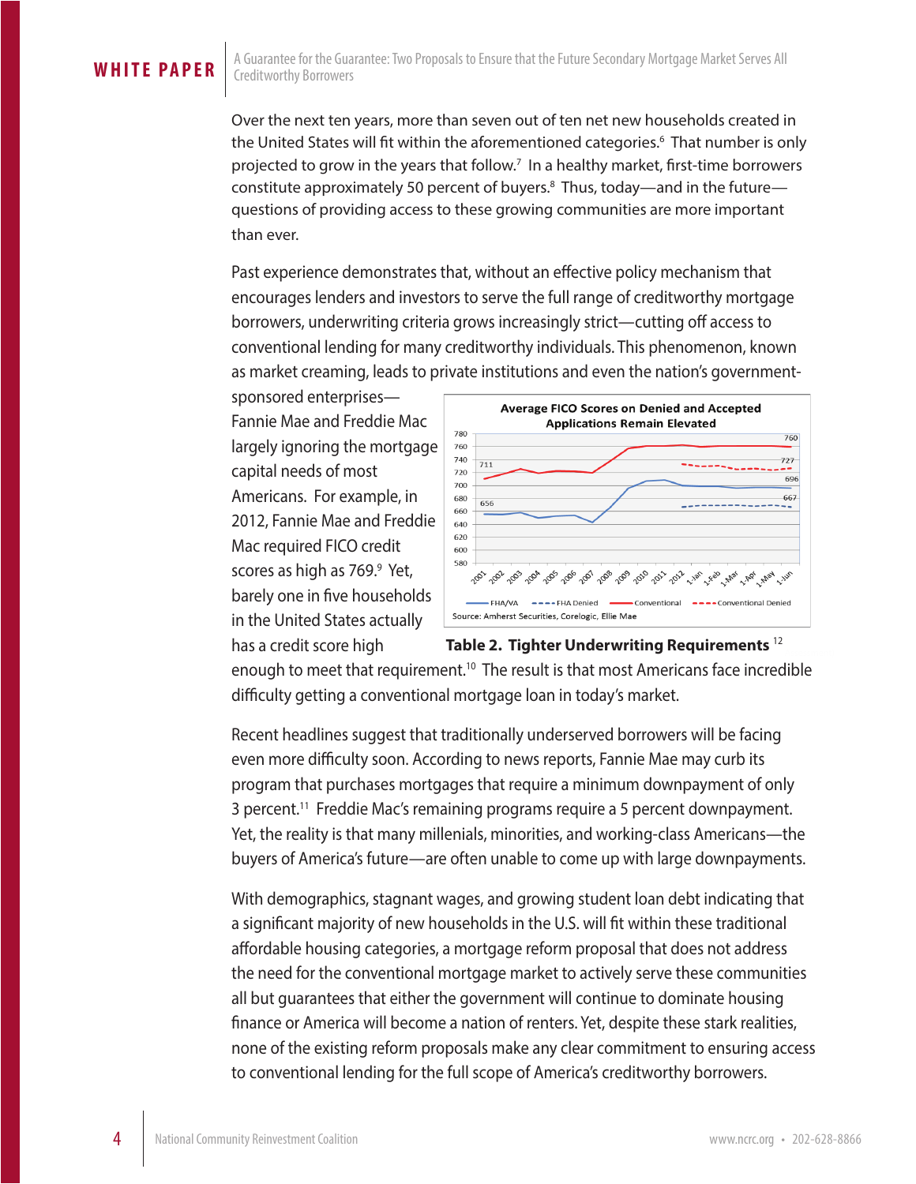Over the next ten years, more than seven out of ten net new households created in the United States will fit within the aforementioned categories.[6] That number is only projected to grow in the years that follow.[7] In a healthy market, first-time borrowers constitute approximately 50 percent of buyers.[8] Thus, today—and in the future—questions of providing access to these growing communities are more important than ever.

Past experience demonstrates that, without an effective policy mechanism that encourages lenders and investors to serve the full range of creditworthy mortgage borrowers, underwriting criteria grows increasingly strict—cutting off access to conventional lending for many creditworthy individuals. This phenomenon, known as market creaming, leads to private institutions and even the nation's government-sponsored enterprises—Fannie Mae and Freddie Mac largely ignoring the mortgage capital needs of most Americans. For example, in 2012, Fannie Mae and Freddie Mac required FICO credit scores as high as 769.[9] Yet, barely one in five households in the United States actually has a credit score high enough to meet that requirement.[10] The result is that most Americans face incredible difficulty getting a conventional mortgage loan in today's market.

**Table 2. Tighter Underwriting Requirements** [12]

Recent headlines suggest that traditionally underserved borrowers will be facing even more difficulty soon. According to news reports, Fannie Mae may curb its program that purchases mortgages that require a minimum downpayment of only 3 percent.[11] Freddie Mac's remaining programs require a 5 percent downpayment. Yet, the reality is that many millenials, minorities, and working-class Americans—the buyers of America's future—are often unable to come up with large downpayments.

With demographics, stagnant wages, and growing student loan debt indicating that a significant majority of new households in the U.S. will fit within these traditional affordable housing categories, a mortgage reform proposal that does not address the need for the conventional mortgage market to actively serve these communities all but guarantees that either the government will continue to dominate housing finance or America will become a nation of renters. Yet, despite these stark realities, none of the existing reform proposals make any clear commitment to ensuring access to conventional lending for the full scope of America's creditworthy borrowers.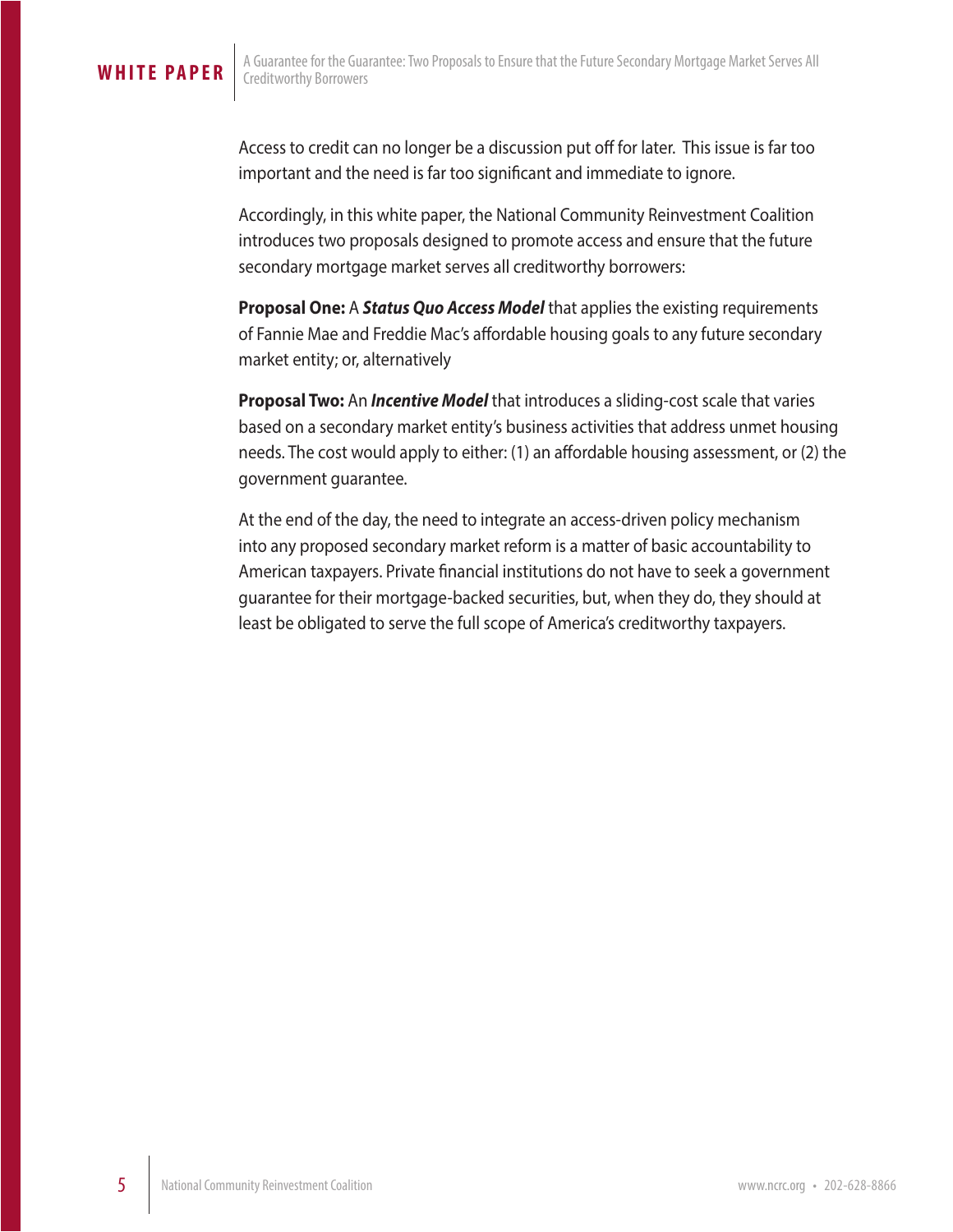Access to credit can no longer be a discussion put off for later. This issue is far too important and the need is far too significant and immediate to ignore.

Accordingly, in this white paper, the National Community Reinvestment Coalition introduces two proposals designed to promote access and ensure that the future secondary mortgage market serves all creditworthy borrowers:

**Proposal One:** A ***Status Quo Access Model*** that applies the existing requirements of Fannie Mae and Freddie Mac's affordable housing goals to any future secondary market entity; or, alternatively

**Proposal Two:** An ***Incentive Model*** that introduces a sliding-cost scale that varies based on a secondary market entity's business activities that address unmet housing needs. The cost would apply to either: (1) an affordable housing assessment, or (2) the government guarantee.

At the end of the day, the need to integrate an access-driven policy mechanism into any proposed secondary market reform is a matter of basic accountability to American taxpayers. Private financial institutions do not have to seek a government guarantee for their mortgage-backed securities, but, when they do, they should at least be obligated to serve the full scope of America's creditworthy taxpayers.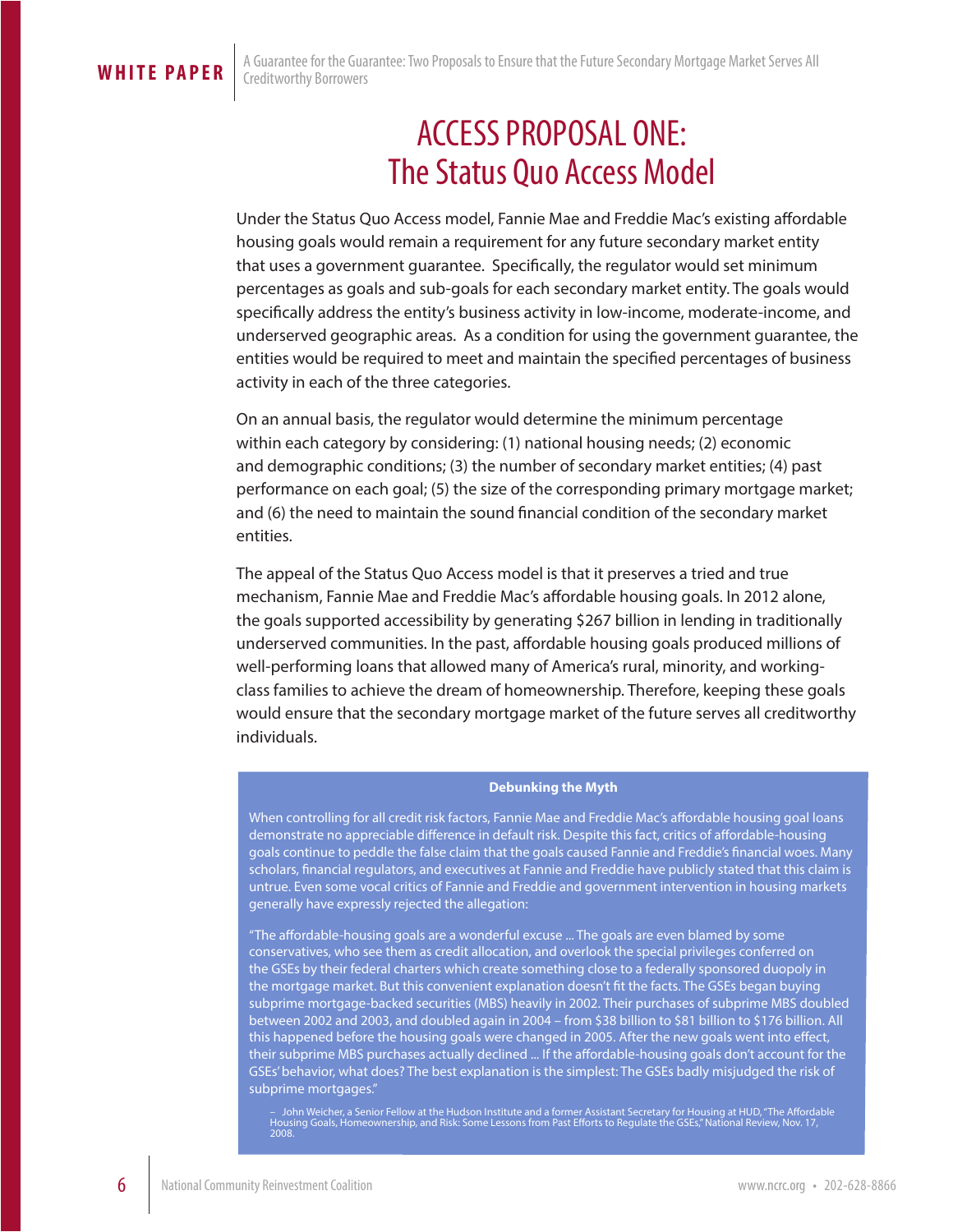# ACCESS PROPOSAL ONE: The Status Quo Access Model

Under the Status Quo Access model, Fannie Mae and Freddie Mac's existing affordable housing goals would remain a requirement for any future secondary market entity that uses a government guarantee. Specifically, the regulator would set minimum percentages as goals and sub-goals for each secondary market entity. The goals would specifically address the entity's business activity in low-income, moderate-income, and underserved geographic areas. As a condition for using the government guarantee, the entities would be required to meet and maintain the specified percentages of business activity in each of the three categories.

On an annual basis, the regulator would determine the minimum percentage within each category by considering: (1) national housing needs; (2) economic and demographic conditions; (3) the number of secondary market entities; (4) past performance on each goal; (5) the size of the corresponding primary mortgage market; and (6) the need to maintain the sound financial condition of the secondary market entities.

The appeal of the Status Quo Access model is that it preserves a tried and true mechanism, Fannie Mae and Freddie Mac's affordable housing goals. In 2012 alone, the goals supported accessibility by generating $267 billion in lending in traditionally underserved communities. In the past, affordable housing goals produced millions of well-performing loans that allowed many of America's rural, minority, and working-class families to achieve the dream of homeownership. Therefore, keeping these goals would ensure that the secondary mortgage market of the future serves all creditworthy individuals.

**Debunking the Myth**

When controlling for all credit risk factors, Fannie Mae and Freddie Mac's affordable housing goal loans demonstrate no appreciable difference in default risk. Despite this fact, critics of affordable-housing goals continue to peddle the false claim that the goals caused Fannie and Freddie's financial woes. Many scholars, financial regulators, and executives at Fannie and Freddie have publicly stated that this claim is untrue. Even some vocal critics of Fannie and Freddie and government intervention in housing markets generally have expressly rejected the allegation:

"The affordable-housing goals are a wonderful excuse ... The goals are even blamed by some conservatives, who see them as credit allocation, and overlook the special privileges conferred on the GSEs by their federal charters which create something close to a federally sponsored duopoly in the mortgage market. But this convenient explanation doesn't fit the facts. The GSEs began buying subprime mortgage-backed securities (MBS) heavily in 2002. Their purchases of subprime MBS doubled between 2002 and 2003, and doubled again in 2004 – from $38 billion to $81 billion to $176 billion. All this happened before the housing goals were changed in 2005. After the new goals went into effect, their subprime MBS purchases actually declined ... If the affordable-housing goals don't account for the GSEs' behavior, what does? The best explanation is the simplest: The GSEs badly misjudged the risk of subprime mortgages."

– John Weicher, a Senior Fellow at the Hudson Institute and a former Assistant Secretary for Housing at HUD, "The Affordable Housing Goals, Homeownership, and Risk: Some Lessons from Past Efforts to Regulate the GSEs," National Review, Nov. 17, 2008.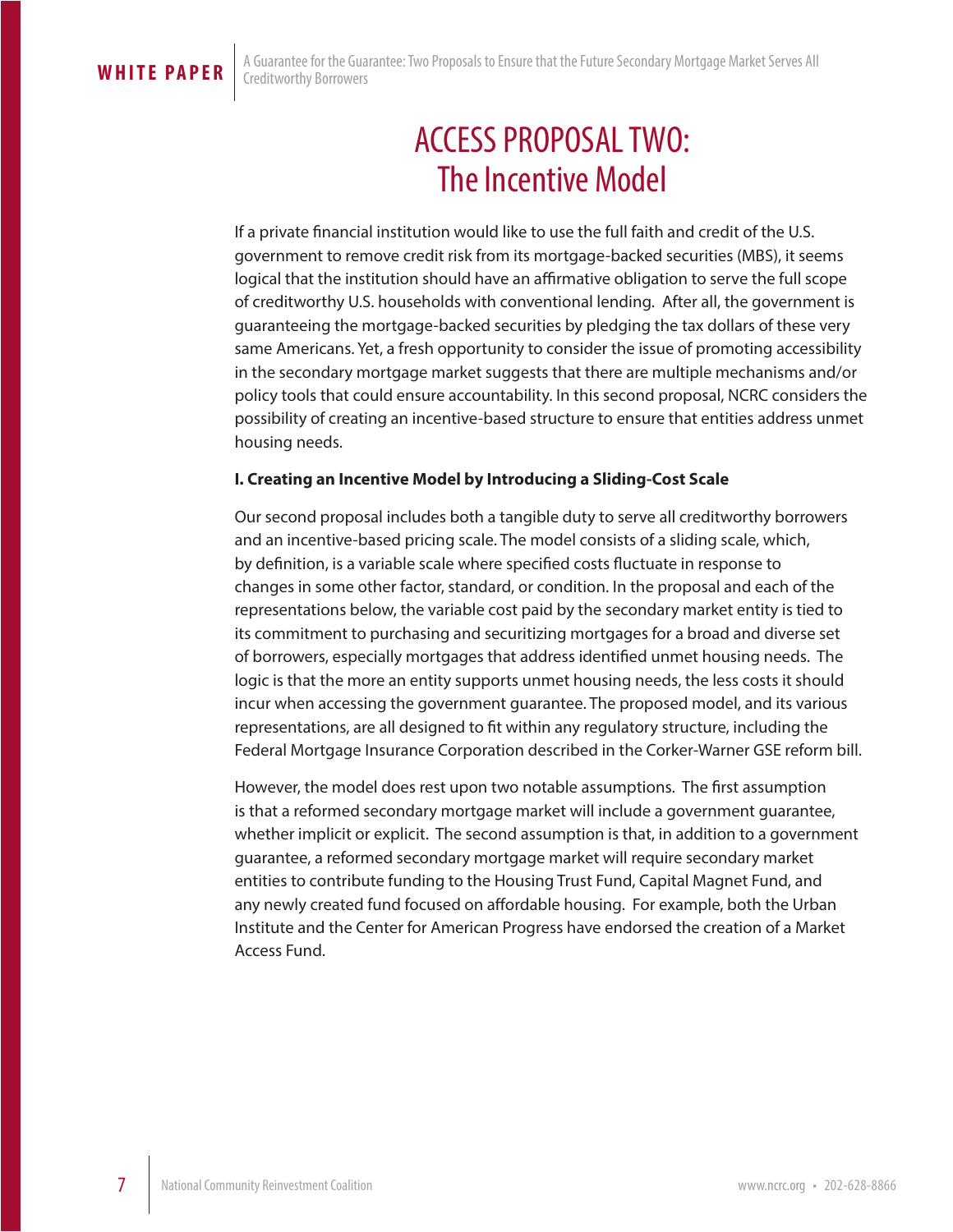# ACCESS PROPOSAL TWO: The Incentive Model

If a private financial institution would like to use the full faith and credit of the U.S. government to remove credit risk from its mortgage-backed securities (MBS), it seems logical that the institution should have an affirmative obligation to serve the full scope of creditworthy U.S. households with conventional lending. After all, the government is guaranteeing the mortgage-backed securities by pledging the tax dollars of these very same Americans. Yet, a fresh opportunity to consider the issue of promoting accessibility in the secondary mortgage market suggests that there are multiple mechanisms and/or policy tools that could ensure accountability. In this second proposal, NCRC considers the possibility of creating an incentive-based structure to ensure that entities address unmet housing needs.

**I. Creating an Incentive Model by Introducing a Sliding-Cost Scale**

Our second proposal includes both a tangible duty to serve all creditworthy borrowers and an incentive-based pricing scale. The model consists of a sliding scale, which, by definition, is a variable scale where specified costs fluctuate in response to changes in some other factor, standard, or condition. In the proposal and each of the representations below, the variable cost paid by the secondary market entity is tied to its commitment to purchasing and securitizing mortgages for a broad and diverse set of borrowers, especially mortgages that address identified unmet housing needs. The logic is that the more an entity supports unmet housing needs, the less costs it should incur when accessing the government guarantee. The proposed model, and its various representations, are all designed to fit within any regulatory structure, including the Federal Mortgage Insurance Corporation described in the Corker-Warner GSE reform bill.

However, the model does rest upon two notable assumptions. The first assumption is that a reformed secondary mortgage market will include a government guarantee, whether implicit or explicit. The second assumption is that, in addition to a government guarantee, a reformed secondary mortgage market will require secondary market entities to contribute funding to the Housing Trust Fund, Capital Magnet Fund, and any newly created fund focused on affordable housing. For example, both the Urban Institute and the Center for American Progress have endorsed the creation of a Market Access Fund.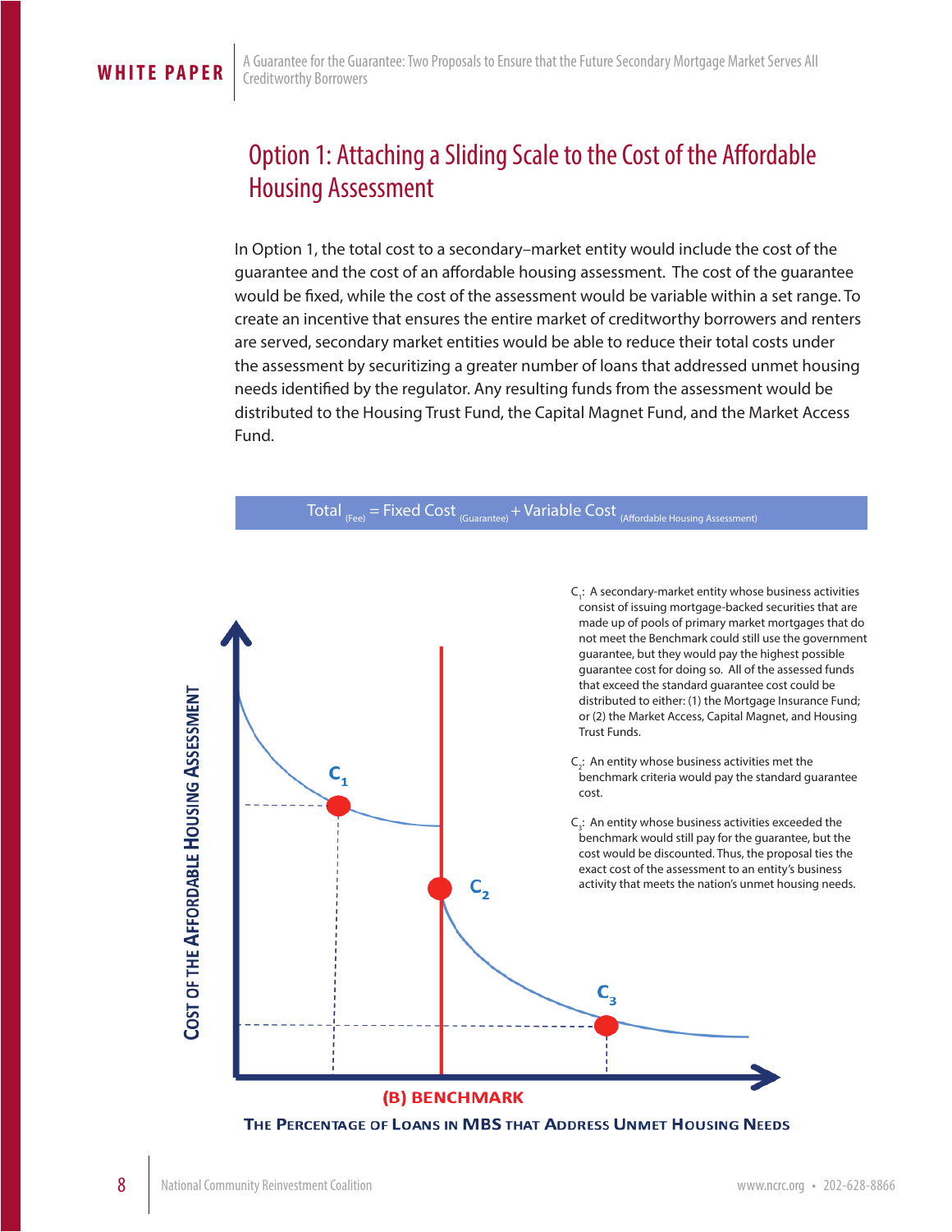## Option 1: Attaching a Sliding Scale to the Cost of the Affordable Housing Assessment

In Option 1, the total cost to a secondary–market entity would include the cost of the guarantee and the cost of an affordable housing assessment. The cost of the guarantee would be fixed, while the cost of the assessment would be variable within a set range. To create an incentive that ensures the entire market of creditworthy borrowers and renters are served, secondary market entities would be able to reduce their total costs under the assessment by securitizing a greater number of loans that addressed unmet housing needs identified by the regulator. Any resulting funds from the assessment would be distributed to the Housing Trust Fund, the Capital Magnet Fund, and the Market Access Fund.

$$\text{Total}_{\text{(Fee)}} = \text{Fixed Cost}_{\text{(Guarantee)}} + \text{Variable Cost}_{\text{(Affordable Housing Assessment)}}$$

**Cost of the Affordable Housing Assessment**

**(B) Benchmark**

**The Percentage of Loans in MBS that Address Unmet Housing Needs**

$C_1$: A secondary-market entity whose business activities consist of issuing mortgage-backed securities that are made up of pools of primary market mortgages that do not meet the Benchmark could still use the government guarantee, but they would pay the highest possible guarantee cost for doing so. All of the assessed funds that exceed the standard guarantee cost could be distributed to either: (1) the Mortgage Insurance Fund; or (2) the Market Access, Capital Magnet, and Housing Trust Funds.

$C_2$: An entity whose business activities met the benchmark criteria would pay the standard guarantee cost.

$C_3$: An entity whose business activities exceeded the benchmark would still pay for the guarantee, but the cost would be discounted. Thus, the proposal ties the exact cost of the assessment to an entity's business activity that meets the nation's unmet housing needs.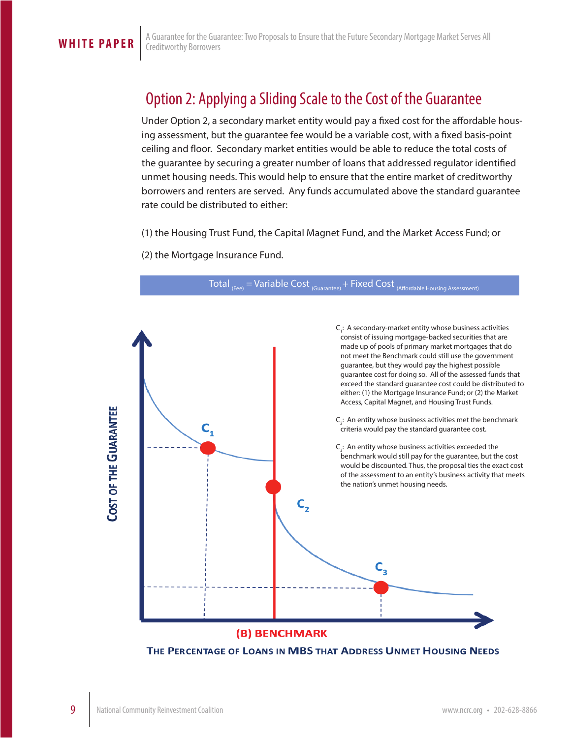## Option 2: Applying a Sliding Scale to the Cost of the Guarantee

Under Option 2, a secondary market entity would pay a fixed cost for the affordable housing assessment, but the guarantee fee would be a variable cost, with a fixed basis-point ceiling and floor. Secondary market entities would be able to reduce the total costs of the guarantee by securing a greater number of loans that addressed regulator identified unmet housing needs. This would help to ensure that the entire market of creditworthy borrowers and renters are served. Any funds accumulated above the standard guarantee rate could be distributed to either:

(1) the Housing Trust Fund, the Capital Magnet Fund, and the Market Access Fund; or

(2) the Mortgage Insurance Fund.

$$\text{Total}_{\text{(Fee)}} = \text{Variable Cost}_{\text{(Guarantee)}} + \text{Fixed Cost}_{\text{(Affordable Housing Assessment)}}$$

$C_1$: A secondary-market entity whose business activities consist of issuing mortgage-backed securities that are made up of pools of primary market mortgages that do not meet the Benchmark could still use the government guarantee, but they would pay the highest possible guarantee cost for doing so. All of the assessed funds that exceed the standard guarantee cost could be distributed to either: (1) the Mortgage Insurance Fund; or (2) the Market Access, Capital Magnet, and Housing Trust Funds.

$C_2$: An entity whose business activities met the benchmark criteria would pay the standard guarantee cost.

$C_3$: An entity whose business activities exceeded the benchmark would still pay for the guarantee, but the cost would be discounted. Thus, the proposal ties the exact cost of the assessment to an entity's business activity that meets the nation's unmet housing needs.

Cost of the Guarantee

(B) Benchmark

The Percentage of Loans in MBS that Address Unmet Housing Needs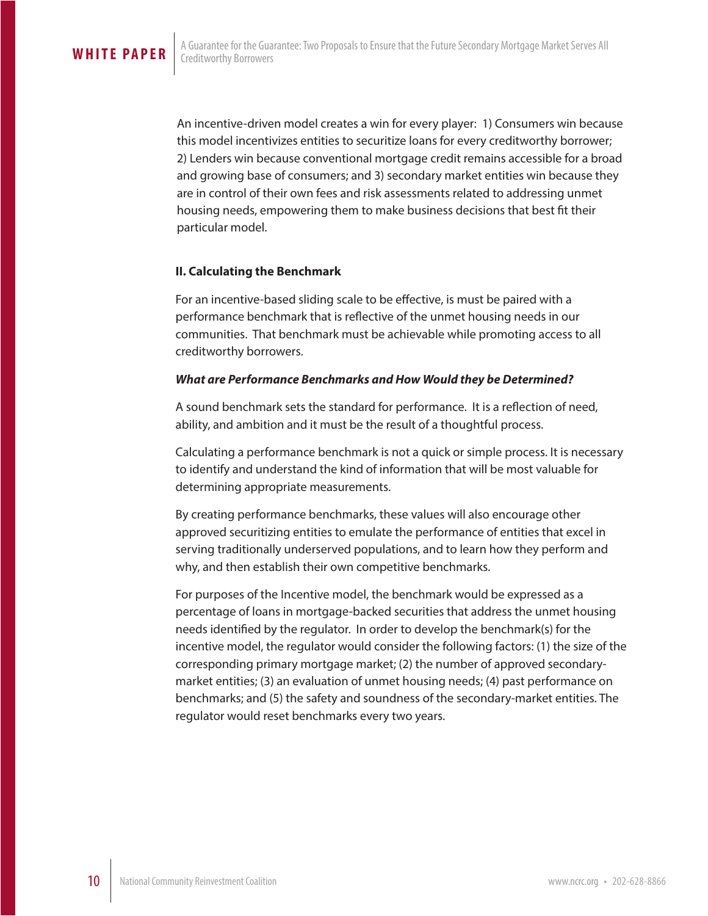An incentive-driven model creates a win for every player: 1) Consumers win because this model incentivizes entities to securitize loans for every creditworthy borrower; 2) Lenders win because conventional mortgage credit remains accessible for a broad and growing base of consumers; and 3) secondary market entities win because they are in control of their own fees and risk assessments related to addressing unmet housing needs, empowering them to make business decisions that best fit their particular model.

### II. Calculating the Benchmark

For an incentive-based sliding scale to be effective, is must be paired with a performance benchmark that is reflective of the unmet housing needs in our communities. That benchmark must be achievable while promoting access to all creditworthy borrowers.

***What are Performance Benchmarks and How Would they be Determined?***

A sound benchmark sets the standard for performance. It is a reflection of need, ability, and ambition and it must be the result of a thoughtful process.

Calculating a performance benchmark is not a quick or simple process. It is necessary to identify and understand the kind of information that will be most valuable for determining appropriate measurements.

By creating performance benchmarks, these values will also encourage other approved securitizing entities to emulate the performance of entities that excel in serving traditionally underserved populations, and to learn how they perform and why, and then establish their own competitive benchmarks.

For purposes of the Incentive model, the benchmark would be expressed as a percentage of loans in mortgage-backed securities that address the unmet housing needs identified by the regulator. In order to develop the benchmark(s) for the incentive model, the regulator would consider the following factors: (1) the size of the corresponding primary mortgage market; (2) the number of approved secondary-market entities; (3) an evaluation of unmet housing needs; (4) past performance on benchmarks; and (5) the safety and soundness of the secondary-market entities. The regulator would reset benchmarks every two years.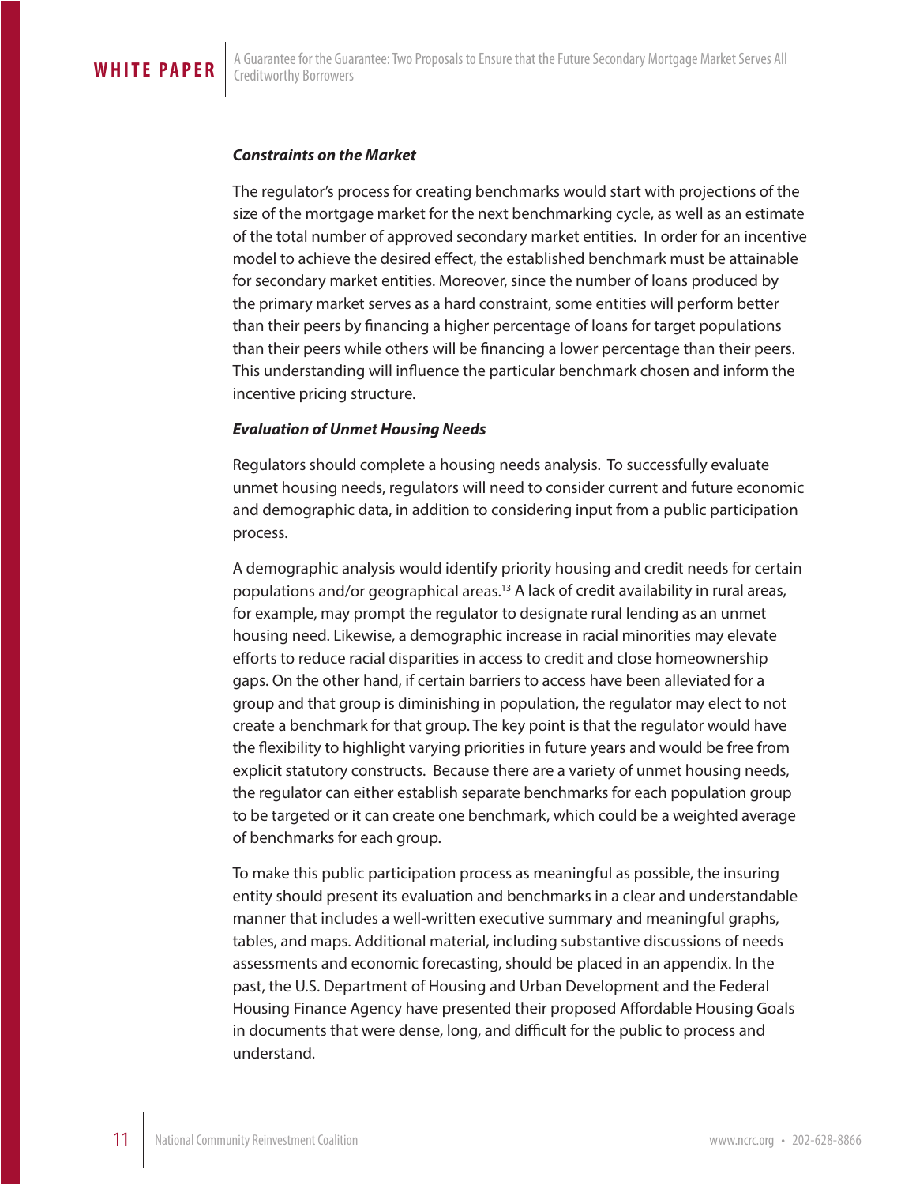***Constraints on the Market***

The regulator's process for creating benchmarks would start with projections of the size of the mortgage market for the next benchmarking cycle, as well as an estimate of the total number of approved secondary market entities. In order for an incentive model to achieve the desired effect, the established benchmark must be attainable for secondary market entities. Moreover, since the number of loans produced by the primary market serves as a hard constraint, some entities will perform better than their peers by financing a higher percentage of loans for target populations than their peers while others will be financing a lower percentage than their peers. This understanding will influence the particular benchmark chosen and inform the incentive pricing structure.

***Evaluation of Unmet Housing Needs***

Regulators should complete a housing needs analysis. To successfully evaluate unmet housing needs, regulators will need to consider current and future economic and demographic data, in addition to considering input from a public participation process.

A demographic analysis would identify priority housing and credit needs for certain populations and/or geographical areas.[13] A lack of credit availability in rural areas, for example, may prompt the regulator to designate rural lending as an unmet housing need. Likewise, a demographic increase in racial minorities may elevate efforts to reduce racial disparities in access to credit and close homeownership gaps. On the other hand, if certain barriers to access have been alleviated for a group and that group is diminishing in population, the regulator may elect to not create a benchmark for that group. The key point is that the regulator would have the flexibility to highlight varying priorities in future years and would be free from explicit statutory constructs. Because there are a variety of unmet housing needs, the regulator can either establish separate benchmarks for each population group to be targeted or it can create one benchmark, which could be a weighted average of benchmarks for each group.

To make this public participation process as meaningful as possible, the insuring entity should present its evaluation and benchmarks in a clear and understandable manner that includes a well-written executive summary and meaningful graphs, tables, and maps. Additional material, including substantive discussions of needs assessments and economic forecasting, should be placed in an appendix. In the past, the U.S. Department of Housing and Urban Development and the Federal Housing Finance Agency have presented their proposed Affordable Housing Goals in documents that were dense, long, and difficult for the public to process and understand.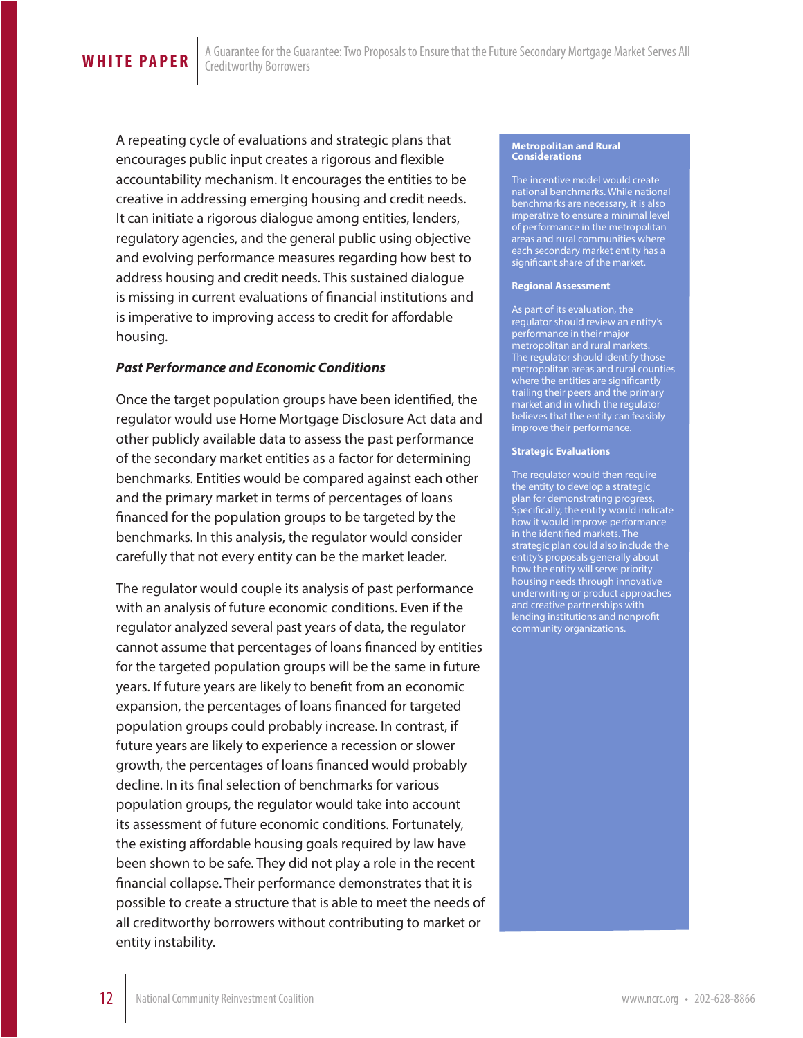A repeating cycle of evaluations and strategic plans that encourages public input creates a rigorous and flexible accountability mechanism. It encourages the entities to be creative in addressing emerging housing and credit needs. It can initiate a rigorous dialogue among entities, lenders, regulatory agencies, and the general public using objective and evolving performance measures regarding how best to address housing and credit needs. This sustained dialogue is missing in current evaluations of financial institutions and is imperative to improving access to credit for affordable housing.

### *Past Performance and Economic Conditions*

Once the target population groups have been identified, the regulator would use Home Mortgage Disclosure Act data and other publicly available data to assess the past performance of the secondary market entities as a factor for determining benchmarks. Entities would be compared against each other and the primary market in terms of percentages of loans financed for the population groups to be targeted by the benchmarks. In this analysis, the regulator would consider carefully that not every entity can be the market leader.

The regulator would couple its analysis of past performance with an analysis of future economic conditions. Even if the regulator analyzed several past years of data, the regulator cannot assume that percentages of loans financed by entities for the targeted population groups will be the same in future years. If future years are likely to benefit from an economic expansion, the percentages of loans financed for targeted population groups could probably increase. In contrast, if future years are likely to experience a recession or slower growth, the percentages of loans financed would probably decline. In its final selection of benchmarks for various population groups, the regulator would take into account its assessment of future economic conditions. Fortunately, the existing affordable housing goals required by law have been shown to be safe. They did not play a role in the recent financial collapse. Their performance demonstrates that it is possible to create a structure that is able to meet the needs of all creditworthy borrowers without contributing to market or entity instability.

**Metropolitan and Rural Considerations**

The incentive model would create national benchmarks. While national benchmarks are necessary, it is also imperative to ensure a minimal level of performance in the metropolitan areas and rural communities where each secondary market entity has a significant share of the market.

**Regional Assessment**

As part of its evaluation, the regulator should review an entity's performance in their major metropolitan and rural markets. The regulator should identify those metropolitan areas and rural counties where the entities are significantly trailing their peers and the primary market and in which the regulator believes that the entity can feasibly improve their performance.

**Strategic Evaluations**

The regulator would then require the entity to develop a strategic plan for demonstrating progress. Specifically, the entity would indicate how it would improve performance in the identified markets. The strategic plan could also include the entity's proposals generally about how the entity will serve priority housing needs through innovative underwriting or product approaches and creative partnerships with lending institutions and nonprofit community organizations.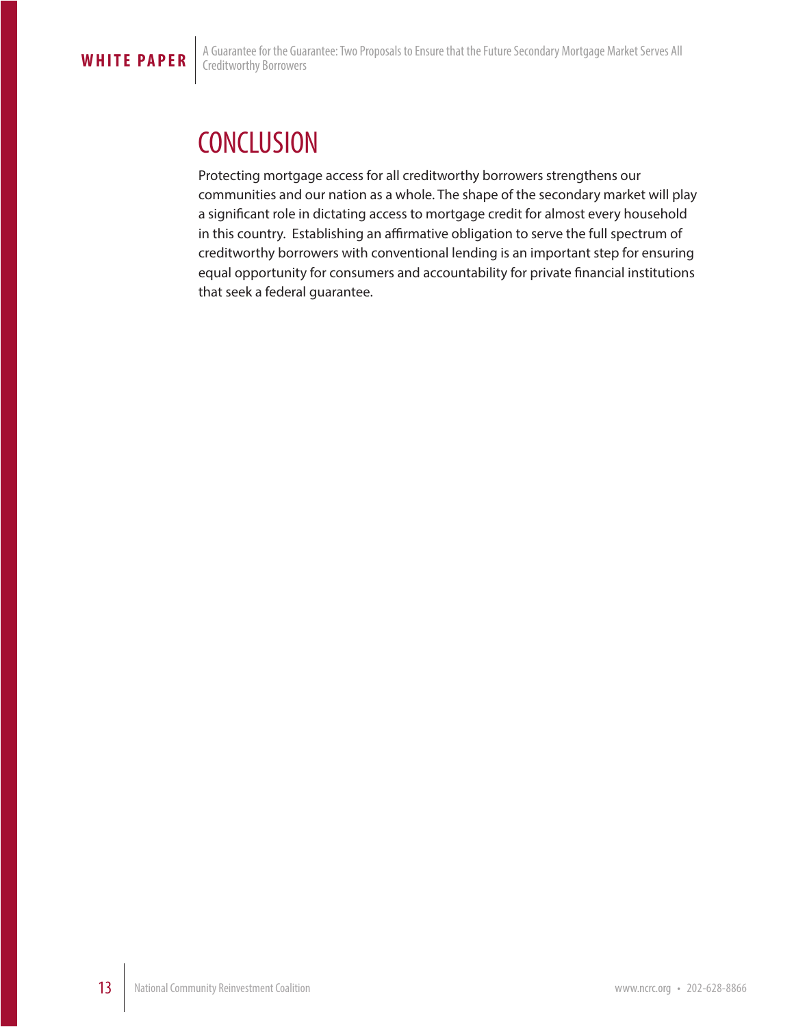# CONCLUSION

Protecting mortgage access for all creditworthy borrowers strengthens our communities and our nation as a whole. The shape of the secondary market will play a significant role in dictating access to mortgage credit for almost every household in this country. Establishing an affirmative obligation to serve the full spectrum of creditworthy borrowers with conventional lending is an important step for ensuring equal opportunity for consumers and accountability for private financial institutions that seek a federal guarantee.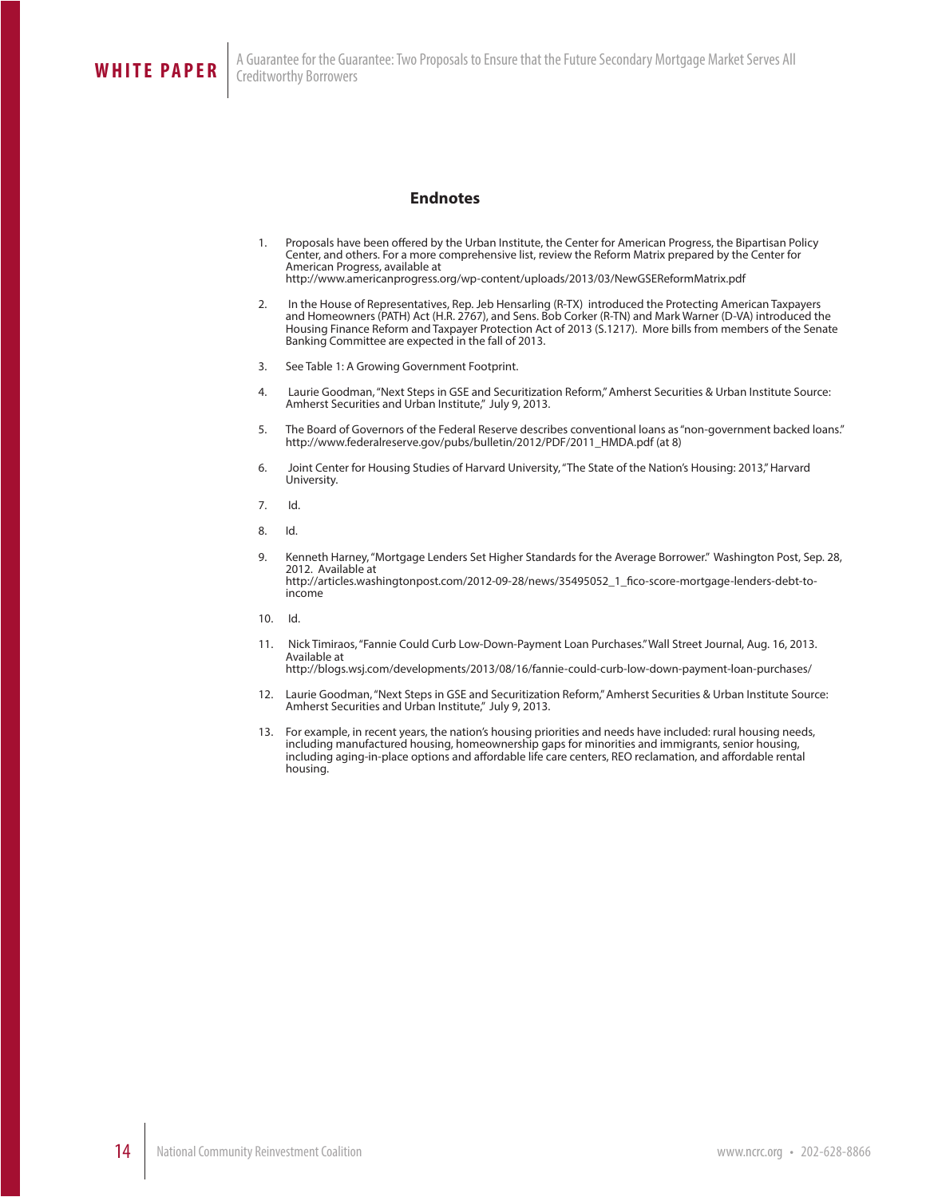## Endnotes

1. Proposals have been offered by the Urban Institute, the Center for American Progress, the Bipartisan Policy Center, and others. For a more comprehensive list, review the Reform Matrix prepared by the Center for American Progress, available at http://www.americanprogress.org/wp-content/uploads/2013/03/NewGSEReformMatrix.pdf

2. In the House of Representatives, Rep. Jeb Hensarling (R-TX) introduced the Protecting American Taxpayers and Homeowners (PATH) Act (H.R. 2767), and Sens. Bob Corker (R-TN) and Mark Warner (D-VA) introduced the Housing Finance Reform and Taxpayer Protection Act of 2013 (S.1217). More bills from members of the Senate Banking Committee are expected in the fall of 2013.

3. See Table 1: A Growing Government Footprint.

4. Laurie Goodman, "Next Steps in GSE and Securitization Reform," Amherst Securities & Urban Institute Source: Amherst Securities and Urban Institute," July 9, 2013.

5. The Board of Governors of the Federal Reserve describes conventional loans as "non-government backed loans." http://www.federalreserve.gov/pubs/bulletin/2012/PDF/2011_HMDA.pdf (at 8)

6. Joint Center for Housing Studies of Harvard University, "The State of the Nation's Housing: 2013," Harvard University.

7. Id.

8. Id.

9. Kenneth Harney, "Mortgage Lenders Set Higher Standards for the Average Borrower." Washington Post, Sep. 28, 2012. Available at http://articles.washingtonpost.com/2012-09-28/news/35495052_1_fico-score-mortgage-lenders-debt-to-income

10. Id.

11. Nick Timiraos, "Fannie Could Curb Low-Down-Payment Loan Purchases." Wall Street Journal, Aug. 16, 2013. Available at http://blogs.wsj.com/developments/2013/08/16/fannie-could-curb-low-down-payment-loan-purchases/

12. Laurie Goodman, "Next Steps in GSE and Securitization Reform," Amherst Securities & Urban Institute Source: Amherst Securities and Urban Institute," July 9, 2013.

13. For example, in recent years, the nation's housing priorities and needs have included: rural housing needs, including manufactured housing, homeownership gaps for minorities and immigrants, senior housing, including aging-in-place options and affordable life care centers, REO reclamation, and affordable rental housing.